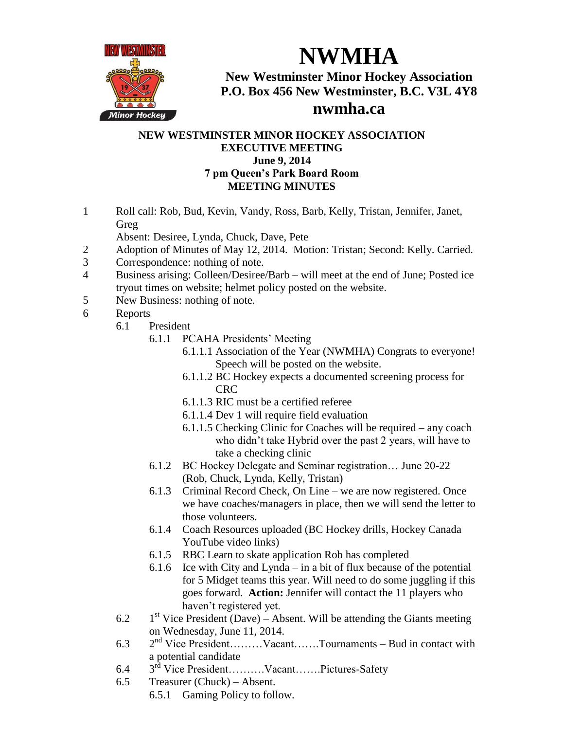# NWMHA

**New Westminster Minor Hockey Association**
**P.O. Box 456 New Westminster, B.C. V3L 4Y8**
**nwmha.ca**

**NEW WESTMINSTER MINOR HOCKEY ASSOCIATION**
**EXECUTIVE MEETING**
**June 9, 2014**
**7 pm Queen's Park Board Room**
**MEETING MINUTES**

1 Roll call: Rob, Bud, Kevin, Vandy, Ross, Barb, Kelly, Tristan, Jennifer, Janet, Greg
Absent: Desiree, Lynda, Chuck, Dave, Pete

2 Adoption of Minutes of May 12, 2014. Motion: Tristan; Second: Kelly. Carried.

3 Correspondence: nothing of note.

4 Business arising: Colleen/Desiree/Barb – will meet at the end of June; Posted ice tryout times on website; helmet policy posted on the website.

5 New Business: nothing of note.

6 Reports

6.1 President

6.1.1 PCAHA Presidents' Meeting

6.1.1.1 Association of the Year (NWMHA) Congrats to everyone! Speech will be posted on the website.

6.1.1.2 BC Hockey expects a documented screening process for CRC

6.1.1.3 RIC must be a certified referee

6.1.1.4 Dev 1 will require field evaluation

6.1.1.5 Checking Clinic for Coaches will be required – any coach who didn't take Hybrid over the past 2 years, will have to take a checking clinic

6.1.2 BC Hockey Delegate and Seminar registration… June 20-22 (Rob, Chuck, Lynda, Kelly, Tristan)

6.1.3 Criminal Record Check, On Line – we are now registered. Once we have coaches/managers in place, then we will send the letter to those volunteers.

6.1.4 Coach Resources uploaded (BC Hockey drills, Hockey Canada YouTube video links)

6.1.5 RBC Learn to skate application Rob has completed

6.1.6 Ice with City and Lynda – in a bit of flux because of the potential for 5 Midget teams this year. Will need to do some juggling if this goes forward. **Action:** Jennifer will contact the 11 players who haven't registered yet.

6.2 1st Vice President (Dave) – Absent. Will be attending the Giants meeting on Wednesday, June 11, 2014.

6.3 2nd Vice President………Vacant…….Tournaments – Bud in contact with a potential candidate

6.4 3rd Vice President……….Vacant…….Pictures-Safety

6.5 Treasurer (Chuck) – Absent.

6.5.1 Gaming Policy to follow.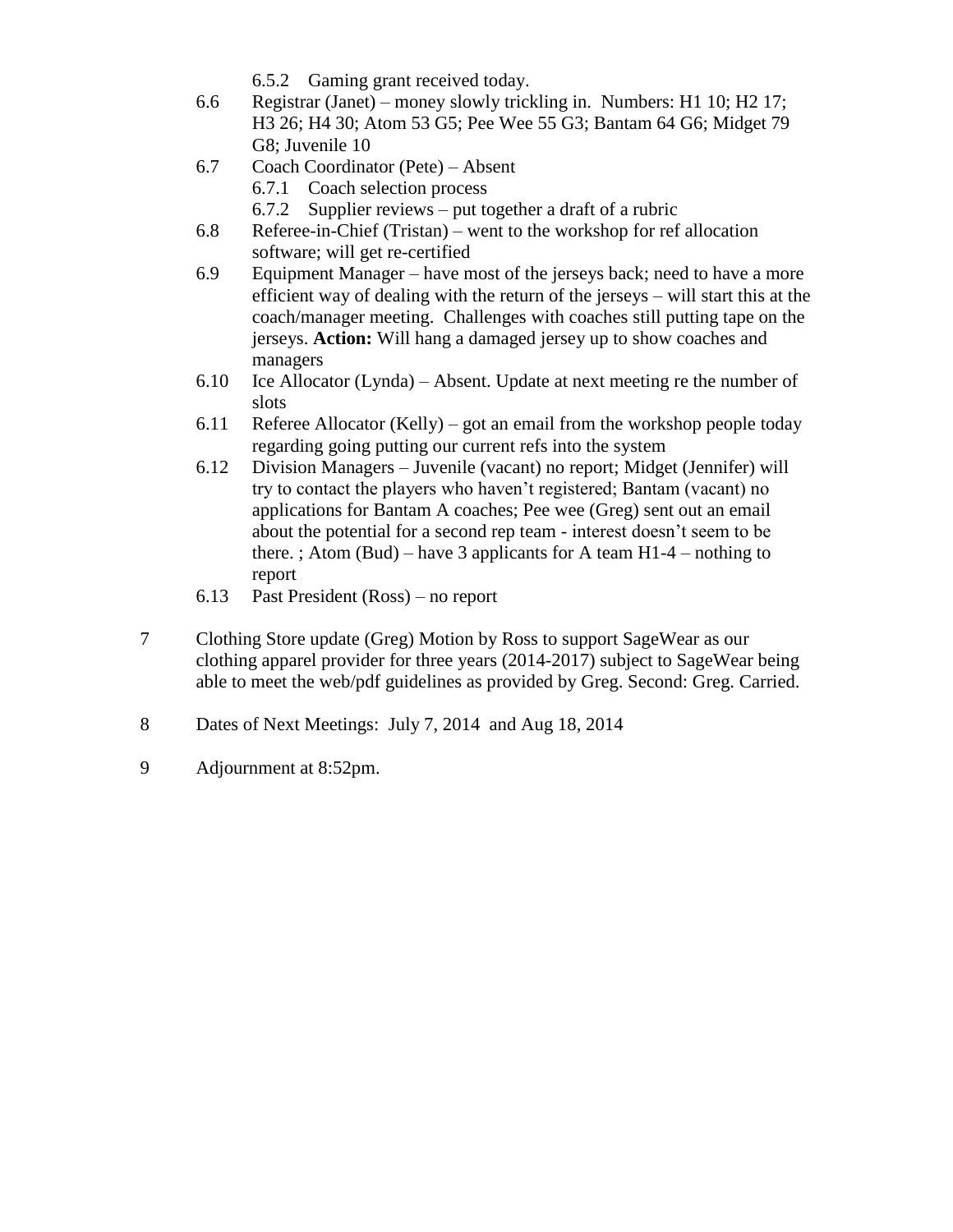6.5.2 Gaming grant received today.

6.6 Registrar (Janet) – money slowly trickling in. Numbers: H1 10; H2 17; H3 26; H4 30; Atom 53 G5; Pee Wee 55 G3; Bantam 64 G6; Midget 79 G8; Juvenile 10

6.7 Coach Coordinator (Pete) – Absent

6.7.1 Coach selection process

6.7.2 Supplier reviews – put together a draft of a rubric

6.8 Referee-in-Chief (Tristan) – went to the workshop for ref allocation software; will get re-certified

6.9 Equipment Manager – have most of the jerseys back; need to have a more efficient way of dealing with the return of the jerseys – will start this at the coach/manager meeting. Challenges with coaches still putting tape on the jerseys. **Action:** Will hang a damaged jersey up to show coaches and managers

6.10 Ice Allocator (Lynda) – Absent. Update at next meeting re the number of slots

6.11 Referee Allocator (Kelly) – got an email from the workshop people today regarding going putting our current refs into the system

6.12 Division Managers – Juvenile (vacant) no report; Midget (Jennifer) will try to contact the players who haven't registered; Bantam (vacant) no applications for Bantam A coaches; Pee wee (Greg) sent out an email about the potential for a second rep team - interest doesn't seem to be there. ; Atom (Bud) – have 3 applicants for A team H1-4 – nothing to report

6.13 Past President (Ross) – no report

7 Clothing Store update (Greg) Motion by Ross to support SageWear as our clothing apparel provider for three years (2014-2017) subject to SageWear being able to meet the web/pdf guidelines as provided by Greg. Second: Greg. Carried.

8 Dates of Next Meetings: July 7, 2014 and Aug 18, 2014

9 Adjournment at 8:52pm.